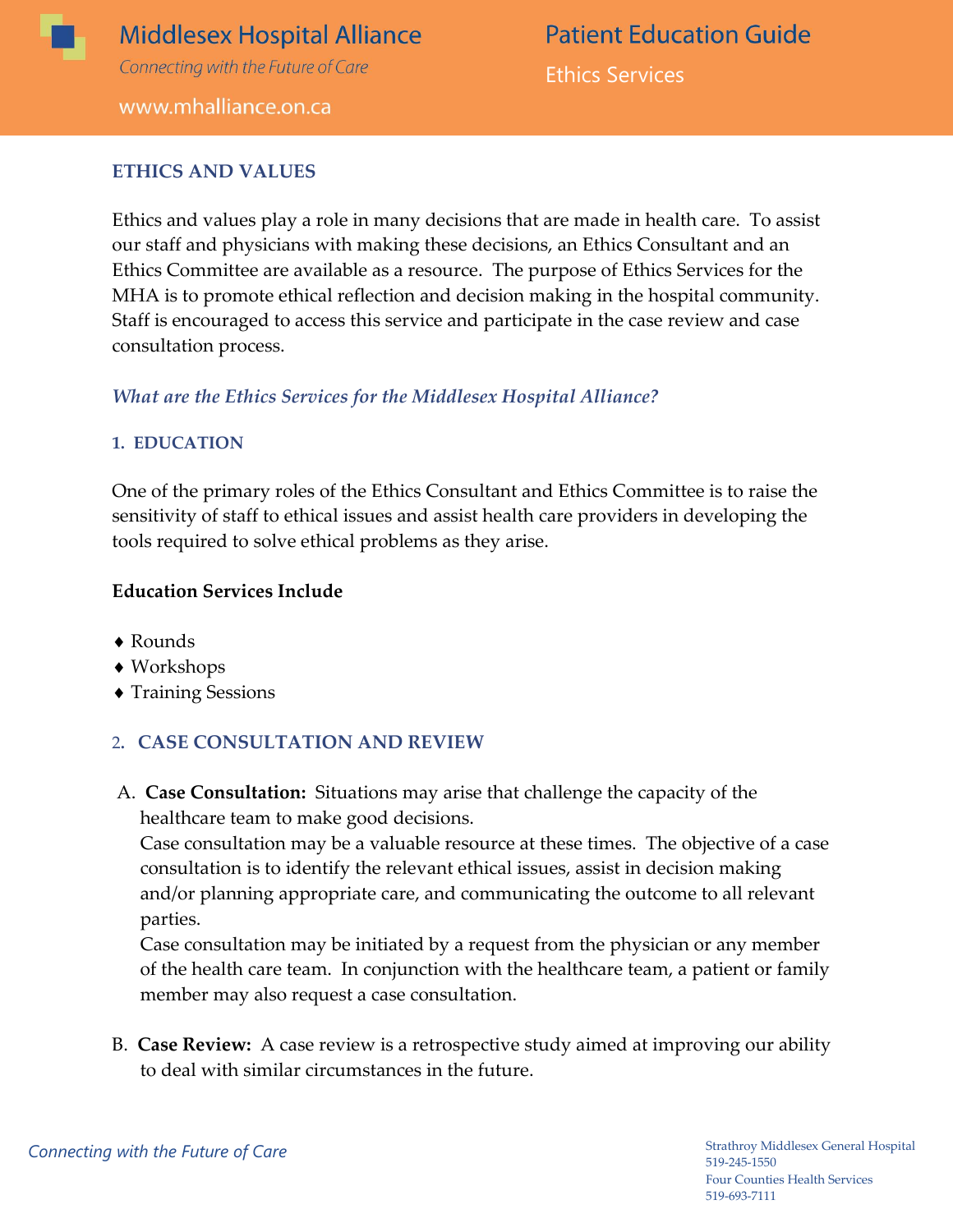# Middlesex Hospital Alliance

*Connecting with the Future of Care*

www.mhalliance.on.ca

## Patient Education Guide

Ethics Services

## ETHICS AND VALUES

Ethics and values play a role in many decisions that are made in health care. To assist our staff and physicians with making these decisions, an Ethics Consultant and an Ethics Committee are available as a resource. The purpose of Ethics Services for the MHA is to promote ethical reflection and decision making in the hospital community. Staff is encouraged to access this service and participate in the case review and case consultation process.

***What are the Ethics Services for the Middlesex Hospital Alliance?***

### 1. EDUCATION

One of the primary roles of the Ethics Consultant and Ethics Committee is to raise the sensitivity of staff to ethical issues and assist health care providers in developing the tools required to solve ethical problems as they arise.

**Education Services Include**

- Rounds
- Workshops
- Training Sessions

### 2. CASE CONSULTATION AND REVIEW

A. **Case Consultation:** Situations may arise that challenge the capacity of the healthcare team to make good decisions.
Case consultation may be a valuable resource at these times. The objective of a case consultation is to identify the relevant ethical issues, assist in decision making and/or planning appropriate care, and communicating the outcome to all relevant parties.
Case consultation may be initiated by a request from the physician or any member of the health care team. In conjunction with the healthcare team, a patient or family member may also request a case consultation.

B. **Case Review:** A case review is a retrospective study aimed at improving our ability to deal with similar circumstances in the future.

*Connecting with the Future of Care*

Strathroy Middlesex General Hospital
519-245-1550
Four Counties Health Services
519-693-7111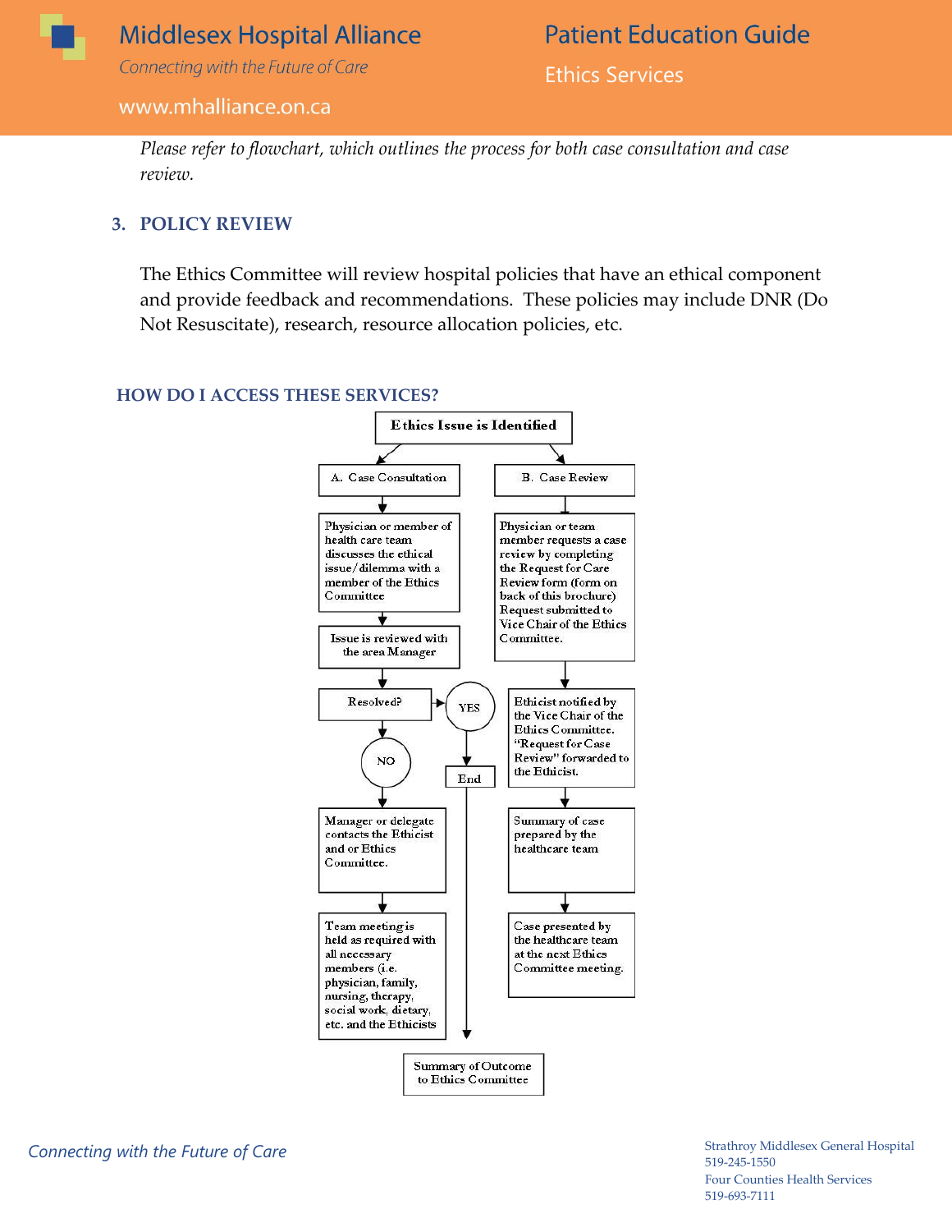*Please refer to flowchart, which outlines the process for both case consultation and case review.*

### 3. POLICY REVIEW

The Ethics Committee will review hospital policies that have an ethical component and provide feedback and recommendations. These policies may include DNR (Do Not Resuscitate), research, resource allocation policies, etc.

### HOW DO I ACCESS THESE SERVICES?

**Ethics Issue is Identified**

**A. Case Consultation**

1. Physician or member of health care team discusses the ethical issue/dilemma with a member of the Ethics Committee
2. Issue is reviewed with the area Manager
3. Resolved?
   - YES → End → Summary of Outcome to Ethics Committee
   - NO → Manager or delegate contacts the Ethicist and or Ethics Committee.
4. Team meeting is held as required with all necessary members (i.e. physician, family, nursing, therapy, social work, dietary, etc. and the Ethicists
5. Summary of Outcome to Ethics Committee

**B. Case Review**

1. Physician or team member requests a case review by completing the Request for Care Review form (form on back of this brochure) Request submitted to Vice Chair of the Ethics Committee.
2. Ethicist notified by the Vice Chair of the Ethics Committee. "Request for Case Review" forwarded to the Ethicist.
3. Summary of case prepared by the healthcare team
4. Case presented by the healthcare team at the next Ethics Committee meeting.

*Connecting with the Future of Care*

Strathroy Middlesex General Hospital
519-245-1550
Four Counties Health Services
519-693-7111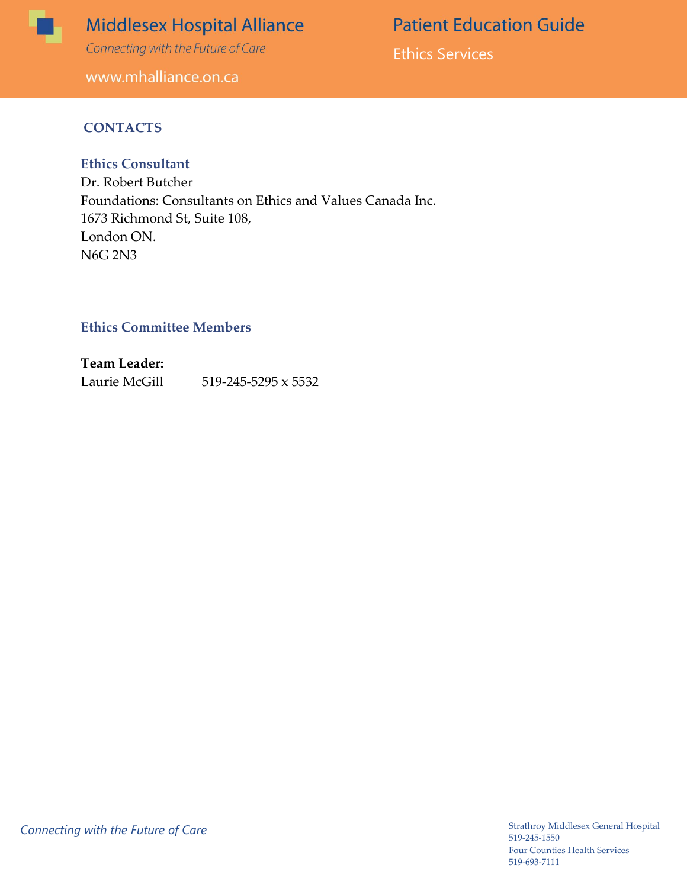## CONTACTS

### Ethics Consultant

Dr. Robert Butcher
Foundations: Consultants on Ethics and Values Canada Inc.
1673 Richmond St, Suite 108,
London ON.
N6G 2N3

### Ethics Committee Members

**Team Leader:**
Laurie McGill 519-245-5295 x 5532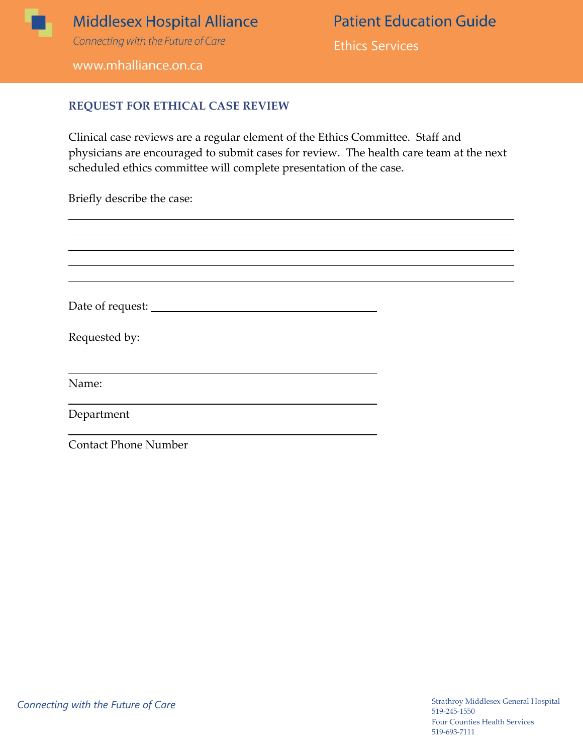## REQUEST FOR ETHICAL CASE REVIEW

Clinical case reviews are a regular element of the Ethics Committee. Staff and physicians are encouraged to submit cases for review. The health care team at the next scheduled ethics committee will complete presentation of the case.

Briefly describe the case:

\_\_\_\_\_\_\_\_\_\_\_\_\_\_\_\_\_\_\_\_\_\_\_\_\_\_\_\_\_\_\_\_\_\_\_\_\_\_\_\_\_\_\_\_\_\_\_\_\_\_\_\_\_\_\_\_\_\_\_\_

\_\_\_\_\_\_\_\_\_\_\_\_\_\_\_\_\_\_\_\_\_\_\_\_\_\_\_\_\_\_\_\_\_\_\_\_\_\_\_\_\_\_\_\_\_\_\_\_\_\_\_\_\_\_\_\_\_\_\_\_

\_\_\_\_\_\_\_\_\_\_\_\_\_\_\_\_\_\_\_\_\_\_\_\_\_\_\_\_\_\_\_\_\_\_\_\_\_\_\_\_\_\_\_\_\_\_\_\_\_\_\_\_\_\_\_\_\_\_\_\_

\_\_\_\_\_\_\_\_\_\_\_\_\_\_\_\_\_\_\_\_\_\_\_\_\_\_\_\_\_\_\_\_\_\_\_\_\_\_\_\_\_\_\_\_\_\_\_\_\_\_\_\_\_\_\_\_\_\_\_\_

\_\_\_\_\_\_\_\_\_\_\_\_\_\_\_\_\_\_\_\_\_\_\_\_\_\_\_\_\_\_\_\_\_\_\_\_\_\_\_\_\_\_\_\_\_\_\_\_\_\_\_\_\_\_\_\_\_\_\_\_

Date of request: \_\_\_\_\_\_\_\_\_\_\_\_\_\_\_\_\_\_\_\_\_\_\_\_\_\_\_\_\_\_

Requested by:

\_\_\_\_\_\_\_\_\_\_\_\_\_\_\_\_\_\_\_\_\_\_\_\_\_\_\_\_\_\_\_\_\_\_\_\_\_\_\_\_\_

Name:

\_\_\_\_\_\_\_\_\_\_\_\_\_\_\_\_\_\_\_\_\_\_\_\_\_\_\_\_\_\_\_\_\_\_\_\_\_\_\_\_\_

Department

\_\_\_\_\_\_\_\_\_\_\_\_\_\_\_\_\_\_\_\_\_\_\_\_\_\_\_\_\_\_\_\_\_\_\_\_\_\_\_\_\_

Contact Phone Number